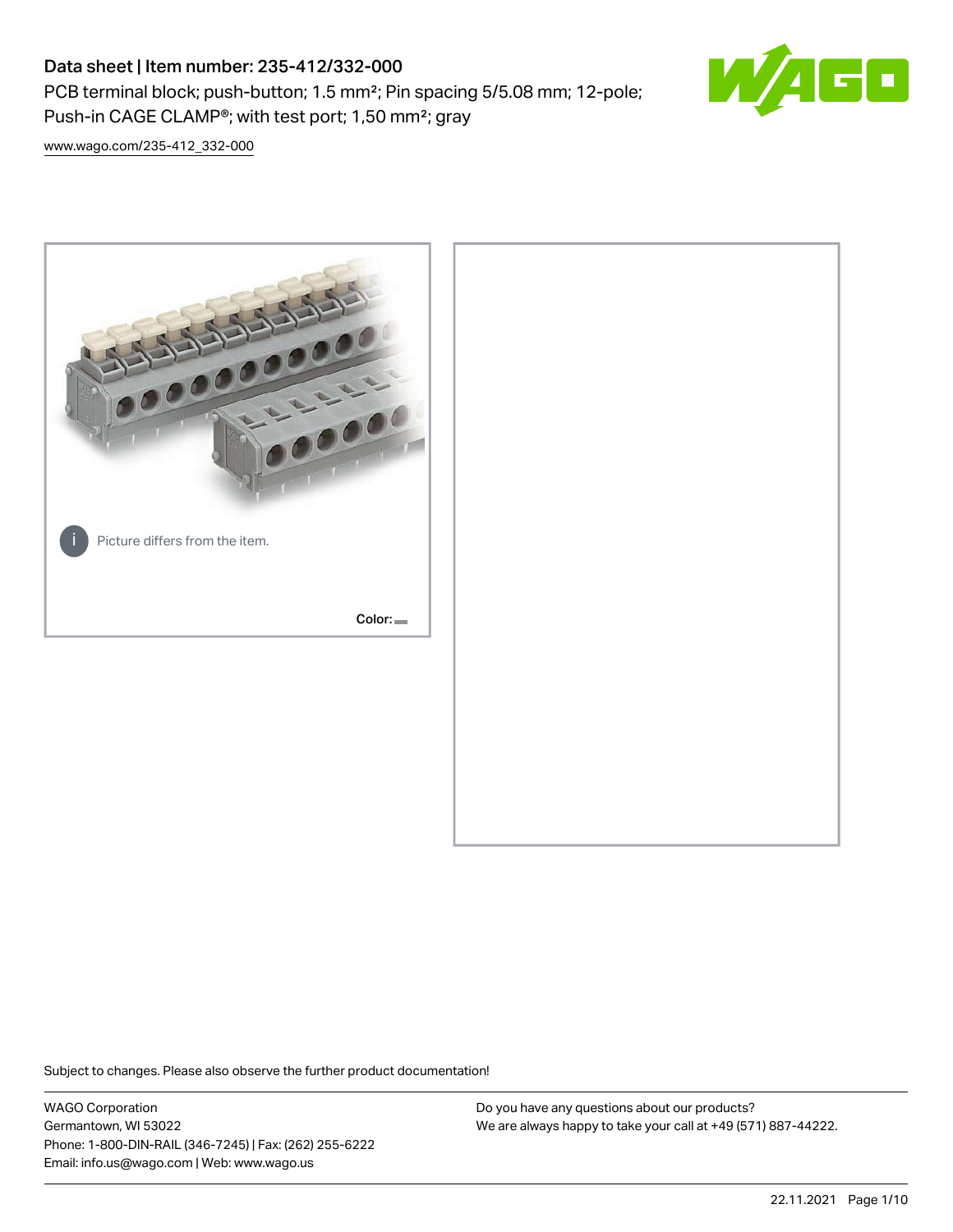# Data sheet | Item number: 235-412/332-000

PCB terminal block; push-button; 1.5 mm²; Pin spacing 5/5.08 mm; 12-pole; Push-in CAGE CLAMP®; with test port; 1,50 mm²; gray

www.wago.com/235-412_332-000

Picture differs from the item.

Color:

Subject to changes. Please also observe the further product documentation!

WAGO Corporation
Germantown, WI 53022
Phone: 1-800-DIN-RAIL (346-7245) | Fax: (262) 255-6222
Email: info.us@wago.com | Web: www.wago.us

Do you have any questions about our products?
We are always happy to take your call at +49 (571) 887-44222.

22.11.2021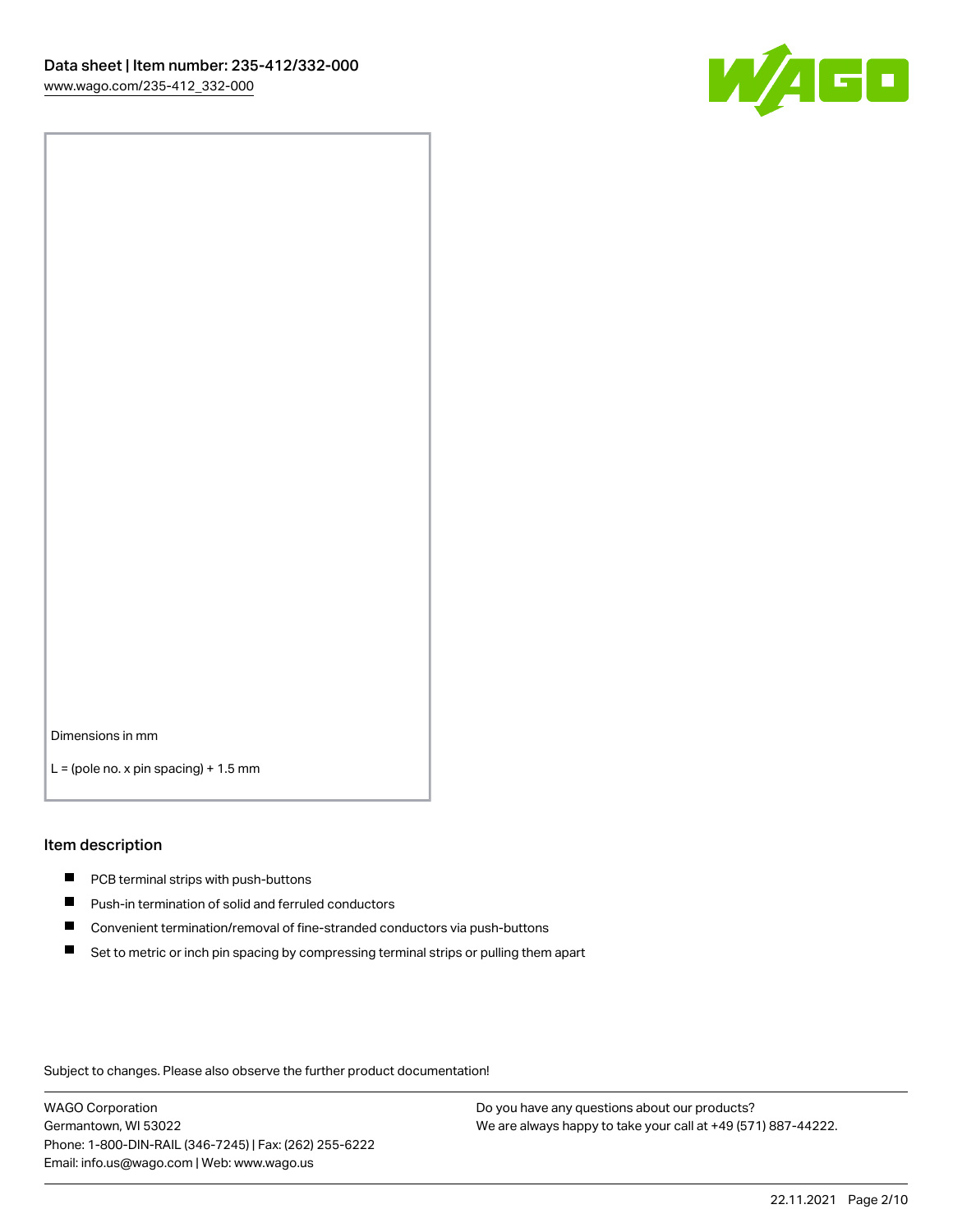Dimensions in mm

L = (pole no. x pin spacing) + 1.5 mm

## Item description

- PCB terminal strips with push-buttons
- Push-in termination of solid and ferruled conductors
- Convenient termination/removal of fine-stranded conductors via push-buttons
- Set to metric or inch pin spacing by compressing terminal strips or pulling them apart

Subject to changes. Please also observe the further product documentation!

WAGO Corporation
Germantown, WI 53022
Phone: 1-800-DIN-RAIL (346-7245) | Fax: (262) 255-6222
Email: info.us@wago.com | Web: www.wago.us

Do you have any questions about our products?
We are always happy to take your call at +49 (571) 887-44222.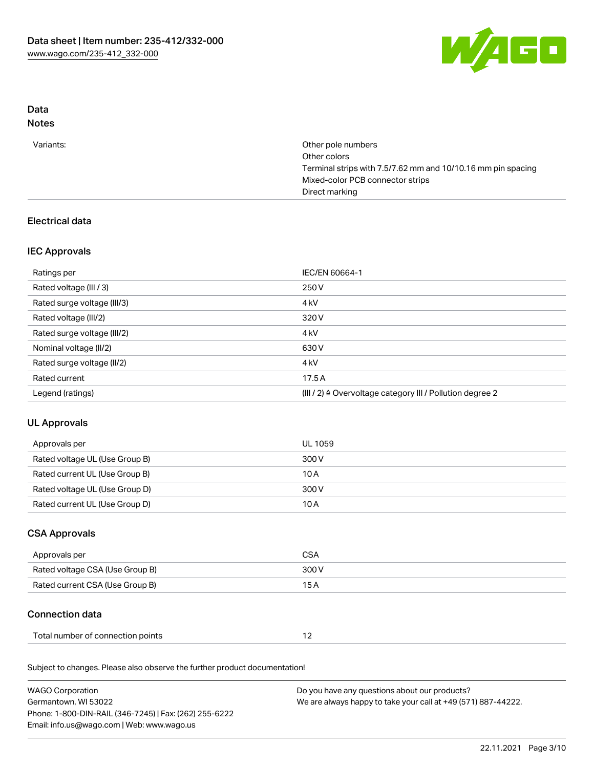# Data

## Notes

| | |
|---|---|
| Variants: | Other pole numbers<br>Other colors<br>Terminal strips with 7.5/7.62 mm and 10/10.16 mm pin spacing<br>Mixed-color PCB connector strips<br>Direct marking |

## Electrical data

### IEC Approvals

| | |
|---|---|
| Ratings per | IEC/EN 60664-1 |
| Rated voltage (III / 3) | 250 V |
| Rated surge voltage (III/3) | 4 kV |
| Rated voltage (III/2) | 320 V |
| Rated surge voltage (III/2) | 4 kV |
| Nominal voltage (II/2) | 630 V |
| Rated surge voltage (II/2) | 4 kV |
| Rated current | 17.5 A |
| Legend (ratings) | (III / 2) ≙ Overvoltage category III / Pollution degree 2 |

### UL Approvals

| | |
|---|---|
| Approvals per | UL 1059 |
| Rated voltage UL (Use Group B) | 300 V |
| Rated current UL (Use Group B) | 10 A |
| Rated voltage UL (Use Group D) | 300 V |
| Rated current UL (Use Group D) | 10 A |

### CSA Approvals

| | |
|---|---|
| Approvals per | CSA |
| Rated voltage CSA (Use Group B) | 300 V |
| Rated current CSA (Use Group B) | 15 A |

### Connection data

| | |
|---|---|
| Total number of connection points | 12 |

Subject to changes. Please also observe the further product documentation!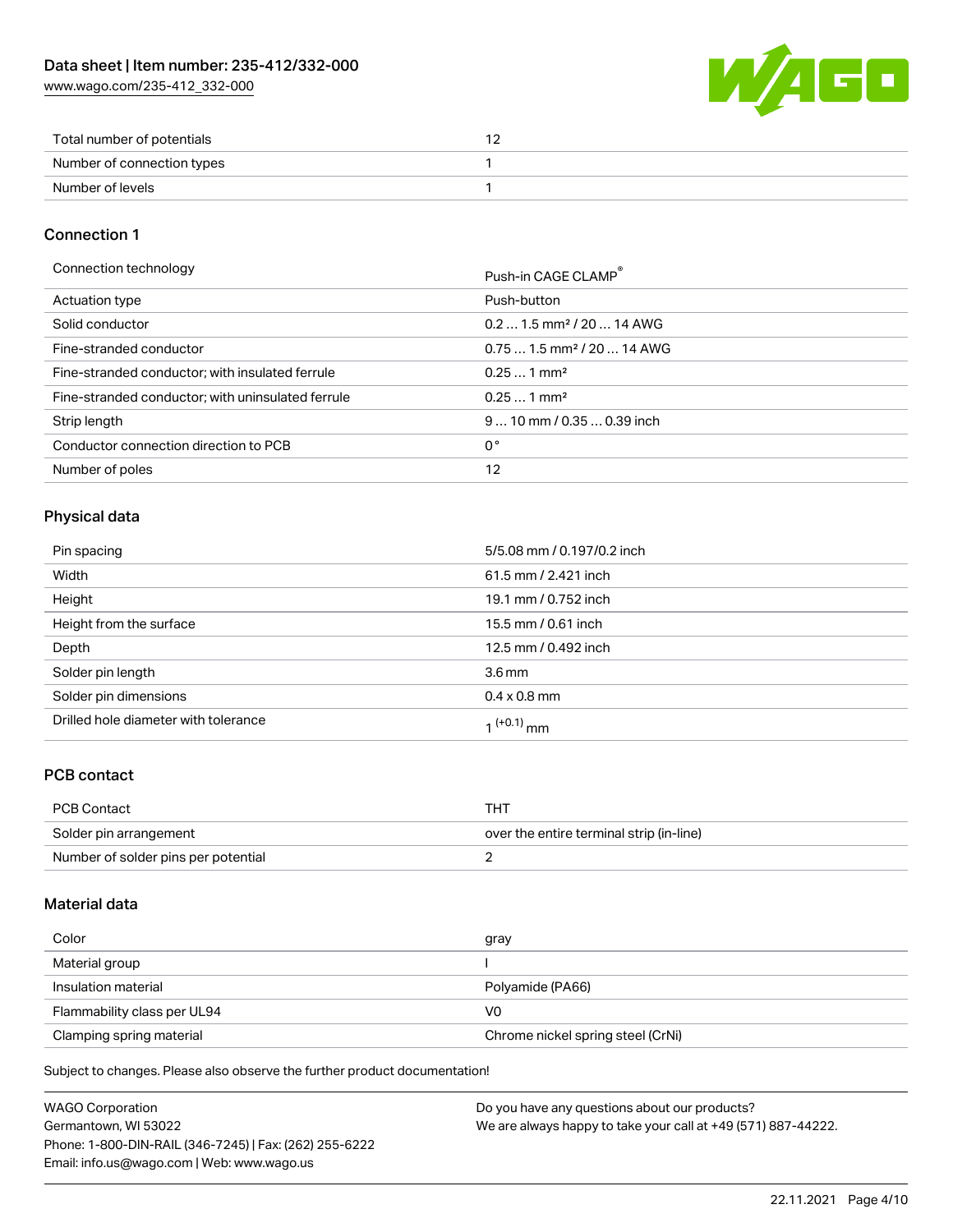| | |
|---|---|
| Total number of potentials | 12 |
| Number of connection types | 1 |
| Number of levels | 1 |

## Connection 1

| | |
|---|---|
| Connection technology | Push-in CAGE CLAMP® |
| Actuation type | Push-button |
| Solid conductor | 0.2 … 1.5 mm² / 20 … 14 AWG |
| Fine-stranded conductor | 0.75 … 1.5 mm² / 20 … 14 AWG |
| Fine-stranded conductor; with insulated ferrule | 0.25 … 1 mm² |
| Fine-stranded conductor; with uninsulated ferrule | 0.25 … 1 mm² |
| Strip length | 9 … 10 mm / 0.35 … 0.39 inch |
| Conductor connection direction to PCB | 0 ° |
| Number of poles | 12 |

## Physical data

| | |
|---|---|
| Pin spacing | 5/5.08 mm / 0.197/0.2 inch |
| Width | 61.5 mm / 2.421 inch |
| Height | 19.1 mm / 0.752 inch |
| Height from the surface | 15.5 mm / 0.61 inch |
| Depth | 12.5 mm / 0.492 inch |
| Solder pin length | 3.6 mm |
| Solder pin dimensions | 0.4 x 0.8 mm |
| Drilled hole diameter with tolerance | $1^{(+0.1)}$ mm |

## PCB contact

| | |
|---|---|
| PCB Contact | THT |
| Solder pin arrangement | over the entire terminal strip (in-line) |
| Number of solder pins per potential | 2 |

## Material data

| | |
|---|---|
| Color | gray |
| Material group | I |
| Insulation material | Polyamide (PA66) |
| Flammability class per UL94 | V0 |
| Clamping spring material | Chrome nickel spring steel (CrNi) |

Subject to changes. Please also observe the further product documentation!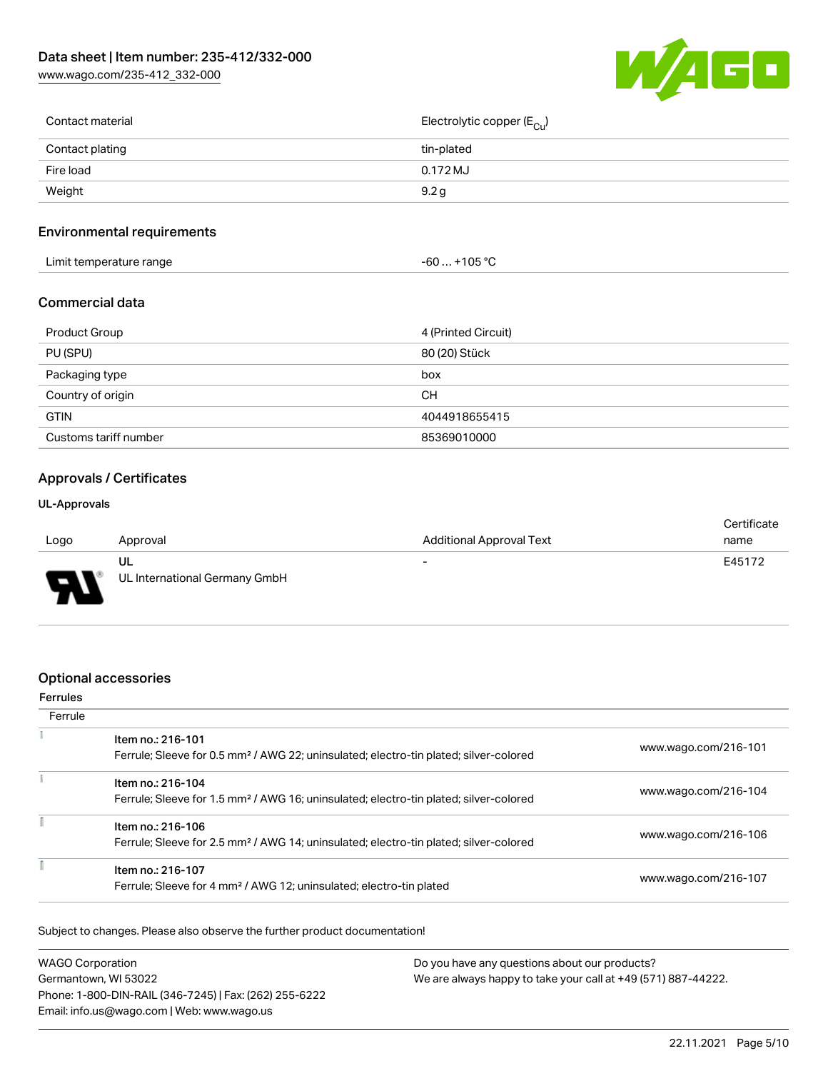| Contact material | Electrolytic copper ($E_{Cu}$) |
| --- | --- |
| Contact plating | tin-plated |
| Fire load | 0.172 MJ |
| Weight | 9.2 g |

## Environmental requirements

| Limit temperature range | -60 … +105 °C |
| --- | --- |

## Commercial data

| Product Group | 4 (Printed Circuit) |
| --- | --- |
| PU (SPU) | 80 (20) Stück |
| Packaging type | box |
| Country of origin | CH |
| GTIN | 4044918655415 |
| Customs tariff number | 85369010000 |

## Approvals / Certificates

### UL-Approvals

| Logo | Approval | Additional Approval Text | Certificate name |
| --- | --- | --- | --- |
| | UL<br>UL International Germany GmbH | - | E45172 |

## Optional accessories

### Ferrules

| Ferrule | | |
| --- | --- | --- |
| | Item no.: 216-101<br>Ferrule; Sleeve for 0.5 mm² / AWG 22; uninsulated; electro-tin plated; silver-colored | www.wago.com/216-101 |
| | Item no.: 216-104<br>Ferrule; Sleeve for 1.5 mm² / AWG 16; uninsulated; electro-tin plated; silver-colored | www.wago.com/216-104 |
| | Item no.: 216-106<br>Ferrule; Sleeve for 2.5 mm² / AWG 14; uninsulated; electro-tin plated; silver-colored | www.wago.com/216-106 |
| | Item no.: 216-107<br>Ferrule; Sleeve for 4 mm² / AWG 12; uninsulated; electro-tin plated | www.wago.com/216-107 |

Subject to changes. Please also observe the further product documentation!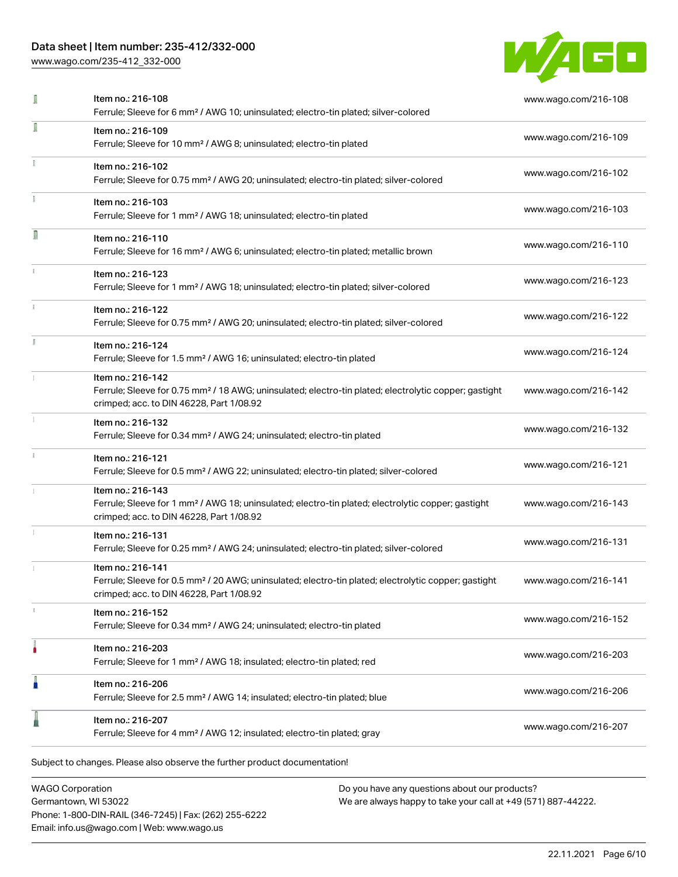| Item | Link |
| --- | --- |
| Item no.: 216-108<br>Ferrule; Sleeve for 6 mm² / AWG 10; uninsulated; electro-tin plated; silver-colored | www.wago.com/216-108 |
| Item no.: 216-109<br>Ferrule; Sleeve for 10 mm² / AWG 8; uninsulated; electro-tin plated | www.wago.com/216-109 |
| Item no.: 216-102<br>Ferrule; Sleeve for 0.75 mm² / AWG 20; uninsulated; electro-tin plated; silver-colored | www.wago.com/216-102 |
| Item no.: 216-103<br>Ferrule; Sleeve for 1 mm² / AWG 18; uninsulated; electro-tin plated | www.wago.com/216-103 |
| Item no.: 216-110<br>Ferrule; Sleeve for 16 mm² / AWG 6; uninsulated; electro-tin plated; metallic brown | www.wago.com/216-110 |
| Item no.: 216-123<br>Ferrule; Sleeve for 1 mm² / AWG 18; uninsulated; electro-tin plated; silver-colored | www.wago.com/216-123 |
| Item no.: 216-122<br>Ferrule; Sleeve for 0.75 mm² / AWG 20; uninsulated; electro-tin plated; silver-colored | www.wago.com/216-122 |
| Item no.: 216-124<br>Ferrule; Sleeve for 1.5 mm² / AWG 16; uninsulated; electro-tin plated | www.wago.com/216-124 |
| Item no.: 216-142<br>Ferrule; Sleeve for 0.75 mm² / 18 AWG; uninsulated; electro-tin plated; electrolytic copper; gastight crimped; acc. to DIN 46228, Part 1/08.92 | www.wago.com/216-142 |
| Item no.: 216-132<br>Ferrule; Sleeve for 0.34 mm² / AWG 24; uninsulated; electro-tin plated | www.wago.com/216-132 |
| Item no.: 216-121<br>Ferrule; Sleeve for 0.5 mm² / AWG 22; uninsulated; electro-tin plated; silver-colored | www.wago.com/216-121 |
| Item no.: 216-143<br>Ferrule; Sleeve for 1 mm² / AWG 18; uninsulated; electro-tin plated; electrolytic copper; gastight crimped; acc. to DIN 46228, Part 1/08.92 | www.wago.com/216-143 |
| Item no.: 216-131<br>Ferrule; Sleeve for 0.25 mm² / AWG 24; uninsulated; electro-tin plated; silver-colored | www.wago.com/216-131 |
| Item no.: 216-141<br>Ferrule; Sleeve for 0.5 mm² / 20 AWG; uninsulated; electro-tin plated; electrolytic copper; gastight crimped; acc. to DIN 46228, Part 1/08.92 | www.wago.com/216-141 |
| Item no.: 216-152<br>Ferrule; Sleeve for 0.34 mm² / AWG 24; uninsulated; electro-tin plated | www.wago.com/216-152 |
| Item no.: 216-203<br>Ferrule; Sleeve for 1 mm² / AWG 18; insulated; electro-tin plated; red | www.wago.com/216-203 |
| Item no.: 216-206<br>Ferrule; Sleeve for 2.5 mm² / AWG 14; insulated; electro-tin plated; blue | www.wago.com/216-206 |
| Item no.: 216-207<br>Ferrule; Sleeve for 4 mm² / AWG 12; insulated; electro-tin plated; gray | www.wago.com/216-207 |

Subject to changes. Please also observe the further product documentation!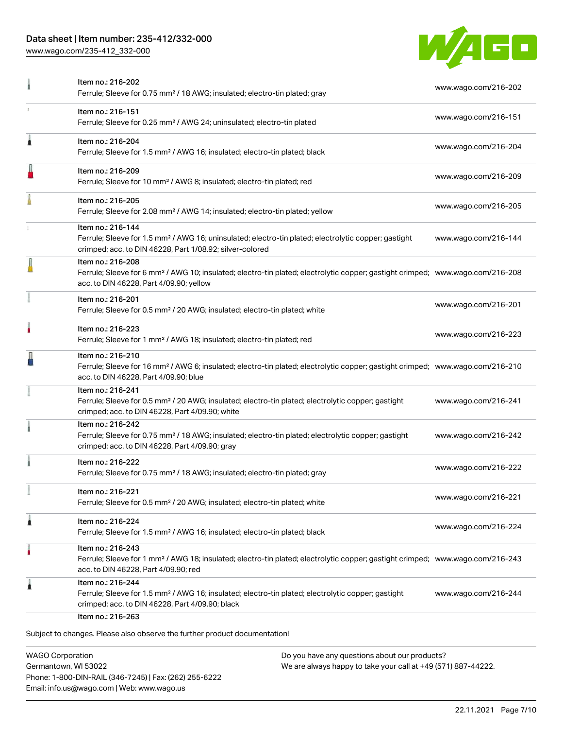| Item | URL |
| --- | --- |
| Item no.: 216-202<br>Ferrule; Sleeve for 0.75 mm² / 18 AWG; insulated; electro-tin plated; gray | www.wago.com/216-202 |
| Item no.: 216-151<br>Ferrule; Sleeve for 0.25 mm² / AWG 24; uninsulated; electro-tin plated | www.wago.com/216-151 |
| Item no.: 216-204<br>Ferrule; Sleeve for 1.5 mm² / AWG 16; insulated; electro-tin plated; black | www.wago.com/216-204 |
| Item no.: 216-209<br>Ferrule; Sleeve for 10 mm² / AWG 8; insulated; electro-tin plated; red | www.wago.com/216-209 |
| Item no.: 216-205<br>Ferrule; Sleeve for 2.08 mm² / AWG 14; insulated; electro-tin plated; yellow | www.wago.com/216-205 |
| Item no.: 216-144<br>Ferrule; Sleeve for 1.5 mm² / AWG 16; uninsulated; electro-tin plated; electrolytic copper; gastight crimped; acc. to DIN 46228, Part 1/08.92; silver-colored | www.wago.com/216-144 |
| Item no.: 216-208<br>Ferrule; Sleeve for 6 mm² / AWG 10; insulated; electro-tin plated; electrolytic copper; gastight crimped; acc. to DIN 46228, Part 4/09.90; yellow | www.wago.com/216-208 |
| Item no.: 216-201<br>Ferrule; Sleeve for 0.5 mm² / 20 AWG; insulated; electro-tin plated; white | www.wago.com/216-201 |
| Item no.: 216-223<br>Ferrule; Sleeve for 1 mm² / AWG 18; insulated; electro-tin plated; red | www.wago.com/216-223 |
| Item no.: 216-210<br>Ferrule; Sleeve for 16 mm² / AWG 6; insulated; electro-tin plated; electrolytic copper; gastight crimped; acc. to DIN 46228, Part 4/09.90; blue | www.wago.com/216-210 |
| Item no.: 216-241<br>Ferrule; Sleeve for 0.5 mm² / 20 AWG; insulated; electro-tin plated; electrolytic copper; gastight crimped; acc. to DIN 46228, Part 4/09.90; white | www.wago.com/216-241 |
| Item no.: 216-242<br>Ferrule; Sleeve for 0.75 mm² / 18 AWG; insulated; electro-tin plated; electrolytic copper; gastight crimped; acc. to DIN 46228, Part 4/09.90; gray | www.wago.com/216-242 |
| Item no.: 216-222<br>Ferrule; Sleeve for 0.75 mm² / 18 AWG; insulated; electro-tin plated; gray | www.wago.com/216-222 |
| Item no.: 216-221<br>Ferrule; Sleeve for 0.5 mm² / 20 AWG; insulated; electro-tin plated; white | www.wago.com/216-221 |
| Item no.: 216-224<br>Ferrule; Sleeve for 1.5 mm² / AWG 16; insulated; electro-tin plated; black | www.wago.com/216-224 |
| Item no.: 216-243<br>Ferrule; Sleeve for 1 mm² / AWG 18; insulated; electro-tin plated; electrolytic copper; gastight crimped; acc. to DIN 46228, Part 4/09.90; red | www.wago.com/216-243 |
| Item no.: 216-244<br>Ferrule; Sleeve for 1.5 mm² / AWG 16; insulated; electro-tin plated; electrolytic copper; gastight crimped; acc. to DIN 46228, Part 4/09.90; black | www.wago.com/216-244 |
| Item no.: 216-263 | |

Subject to changes. Please also observe the further product documentation!

WAGO Corporation
Germantown, WI 53022
Phone: 1-800-DIN-RAIL (346-7245) | Fax: (262) 255-6222
Email: info.us@wago.com | Web: www.wago.us

Do you have any questions about our products?
We are always happy to take your call at +49 (571) 887-44222.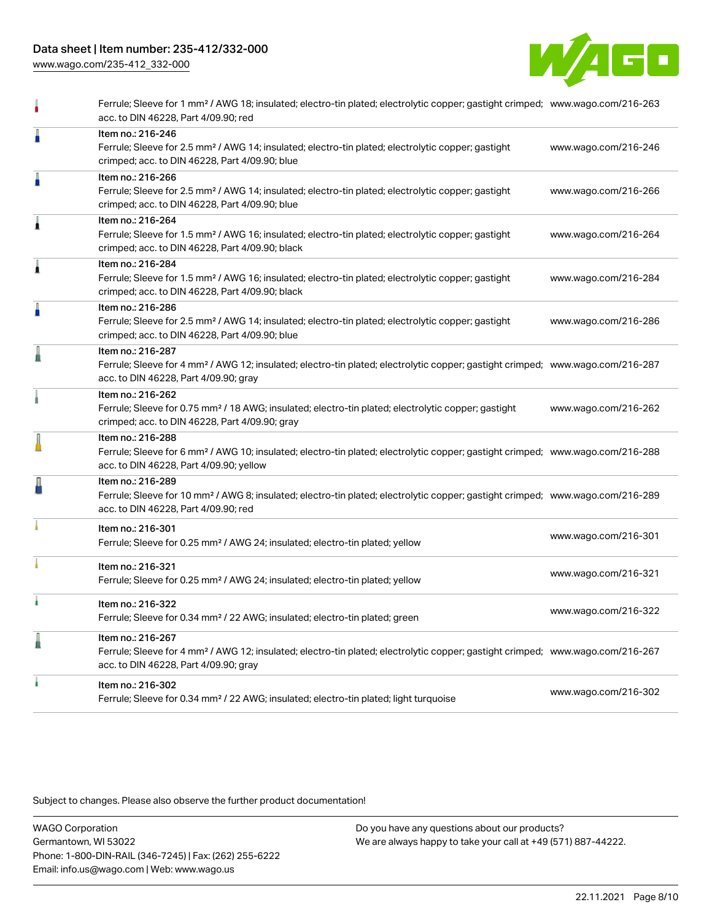| | | |
|---|---|---|
| | Ferrule; Sleeve for 1 mm² / AWG 18; insulated; electro-tin plated; electrolytic copper; gastight crimped; acc. to DIN 46228, Part 4/09.90; red | www.wago.com/216-263 |
| | Item no.: 216-246<br>Ferrule; Sleeve for 2.5 mm² / AWG 14; insulated; electro-tin plated; electrolytic copper; gastight crimped; acc. to DIN 46228, Part 4/09.90; blue | www.wago.com/216-246 |
| | Item no.: 216-266<br>Ferrule; Sleeve for 2.5 mm² / AWG 14; insulated; electro-tin plated; electrolytic copper; gastight crimped; acc. to DIN 46228, Part 4/09.90; blue | www.wago.com/216-266 |
| | Item no.: 216-264<br>Ferrule; Sleeve for 1.5 mm² / AWG 16; insulated; electro-tin plated; electrolytic copper; gastight crimped; acc. to DIN 46228, Part 4/09.90; black | www.wago.com/216-264 |
| | Item no.: 216-284<br>Ferrule; Sleeve for 1.5 mm² / AWG 16; insulated; electro-tin plated; electrolytic copper; gastight crimped; acc. to DIN 46228, Part 4/09.90; black | www.wago.com/216-284 |
| | Item no.: 216-286<br>Ferrule; Sleeve for 2.5 mm² / AWG 14; insulated; electro-tin plated; electrolytic copper; gastight crimped; acc. to DIN 46228, Part 4/09.90; blue | www.wago.com/216-286 |
| | Item no.: 216-287<br>Ferrule; Sleeve for 4 mm² / AWG 12; insulated; electro-tin plated; electrolytic copper; gastight crimped; acc. to DIN 46228, Part 4/09.90; gray | www.wago.com/216-287 |
| | Item no.: 216-262<br>Ferrule; Sleeve for 0.75 mm² / 18 AWG; insulated; electro-tin plated; electrolytic copper; gastight crimped; acc. to DIN 46228, Part 4/09.90; gray | www.wago.com/216-262 |
| | Item no.: 216-288<br>Ferrule; Sleeve for 6 mm² / AWG 10; insulated; electro-tin plated; electrolytic copper; gastight crimped; acc. to DIN 46228, Part 4/09.90; yellow | www.wago.com/216-288 |
| | Item no.: 216-289<br>Ferrule; Sleeve for 10 mm² / AWG 8; insulated; electro-tin plated; electrolytic copper; gastight crimped; acc. to DIN 46228, Part 4/09.90; red | www.wago.com/216-289 |
| | Item no.: 216-301<br>Ferrule; Sleeve for 0.25 mm² / AWG 24; insulated; electro-tin plated; yellow | www.wago.com/216-301 |
| | Item no.: 216-321<br>Ferrule; Sleeve for 0.25 mm² / AWG 24; insulated; electro-tin plated; yellow | www.wago.com/216-321 |
| | Item no.: 216-322<br>Ferrule; Sleeve for 0.34 mm² / 22 AWG; insulated; electro-tin plated; green | www.wago.com/216-322 |
| | Item no.: 216-267<br>Ferrule; Sleeve for 4 mm² / AWG 12; insulated; electro-tin plated; electrolytic copper; gastight crimped; acc. to DIN 46228, Part 4/09.90; gray | www.wago.com/216-267 |
| | Item no.: 216-302<br>Ferrule; Sleeve for 0.34 mm² / 22 AWG; insulated; electro-tin plated; light turquoise | www.wago.com/216-302 |

Subject to changes. Please also observe the further product documentation!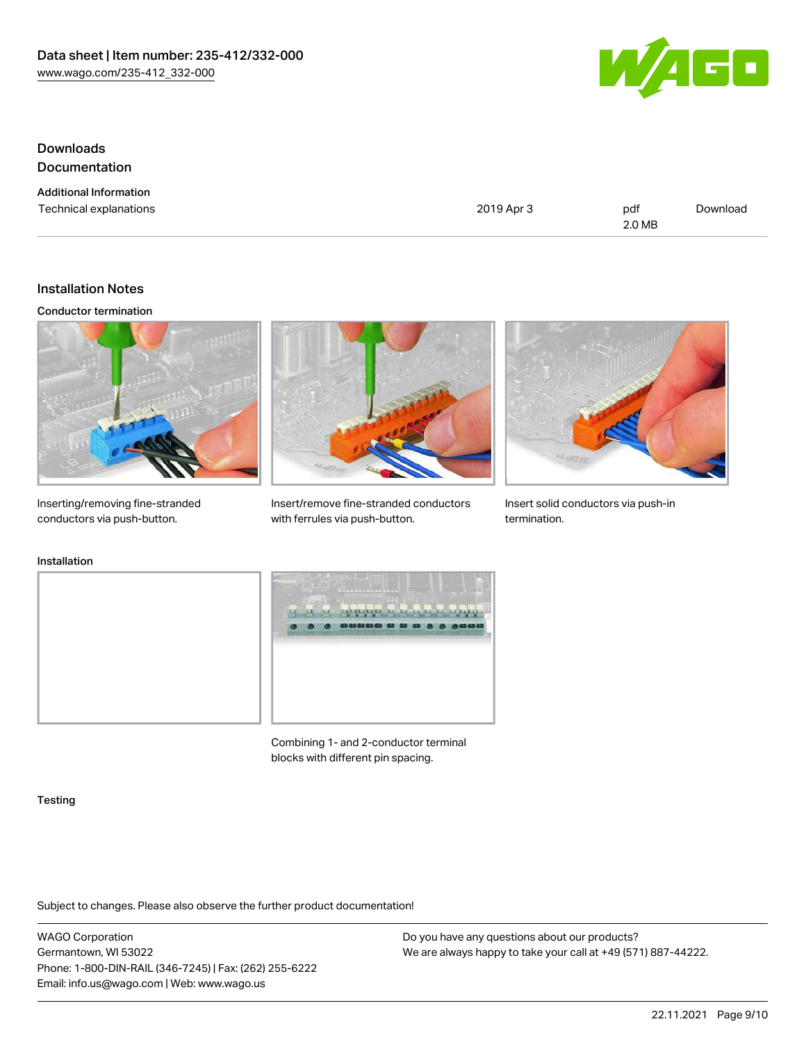## Downloads

### Documentation

**Additional Information**

| Technical explanations | 2019 Apr 3 | pdf 2.0 MB | Download |
| --- | --- | --- | --- |

## Installation Notes

### Conductor termination

Inserting/removing fine-stranded conductors via push-button.

Insert/remove fine-stranded conductors with ferrules via push-button.

Insert solid conductors via push-in termination.

### Installation

Combining 1- and 2-conductor terminal blocks with different pin spacing.

### Testing

Subject to changes. Please also observe the further product documentation!

WAGO Corporation
Germantown, WI 53022
Phone: 1-800-DIN-RAIL (346-7245) | Fax: (262) 255-6222
Email: info.us@wago.com | Web: www.wago.us

Do you have any questions about our products?
We are always happy to take your call at +49 (571) 887-44222.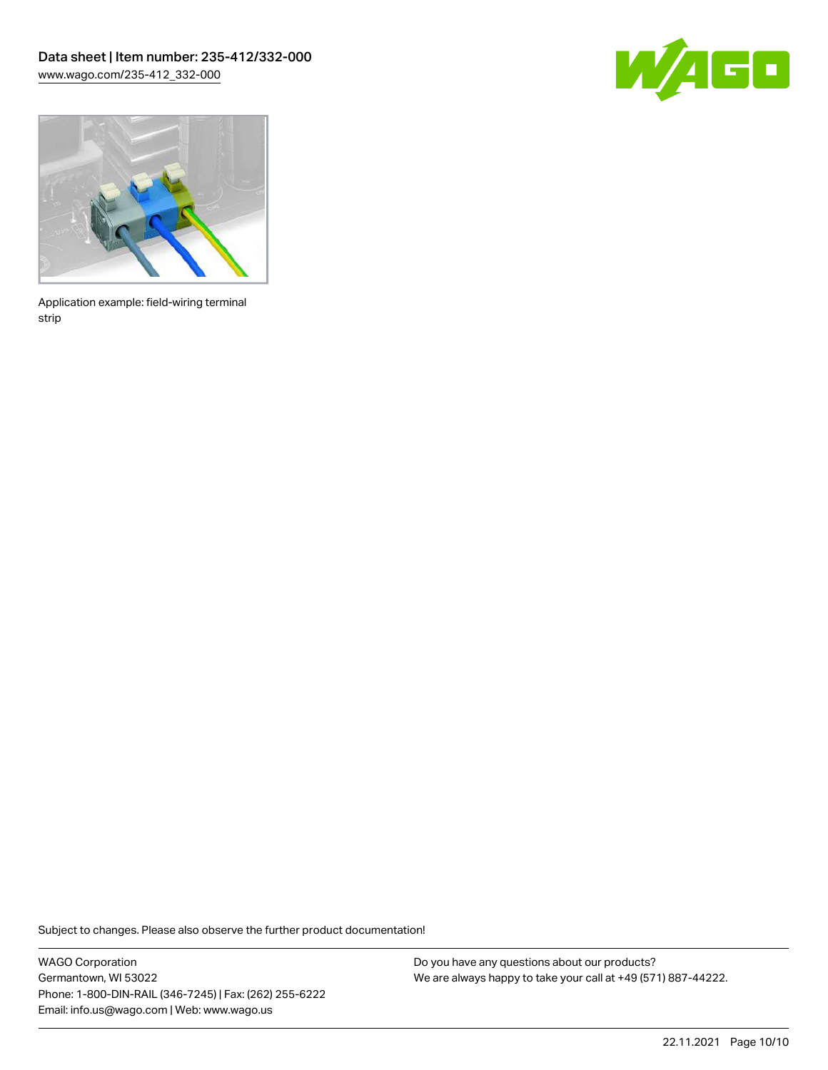Application example: field-wiring terminal strip

Subject to changes. Please also observe the further product documentation!

WAGO Corporation
Germantown, WI 53022
Phone: 1-800-DIN-RAIL (346-7245) | Fax: (262) 255-6222
Email: info.us@wago.com | Web: www.wago.us

Do you have any questions about our products?
We are always happy to take your call at +49 (571) 887-44222.